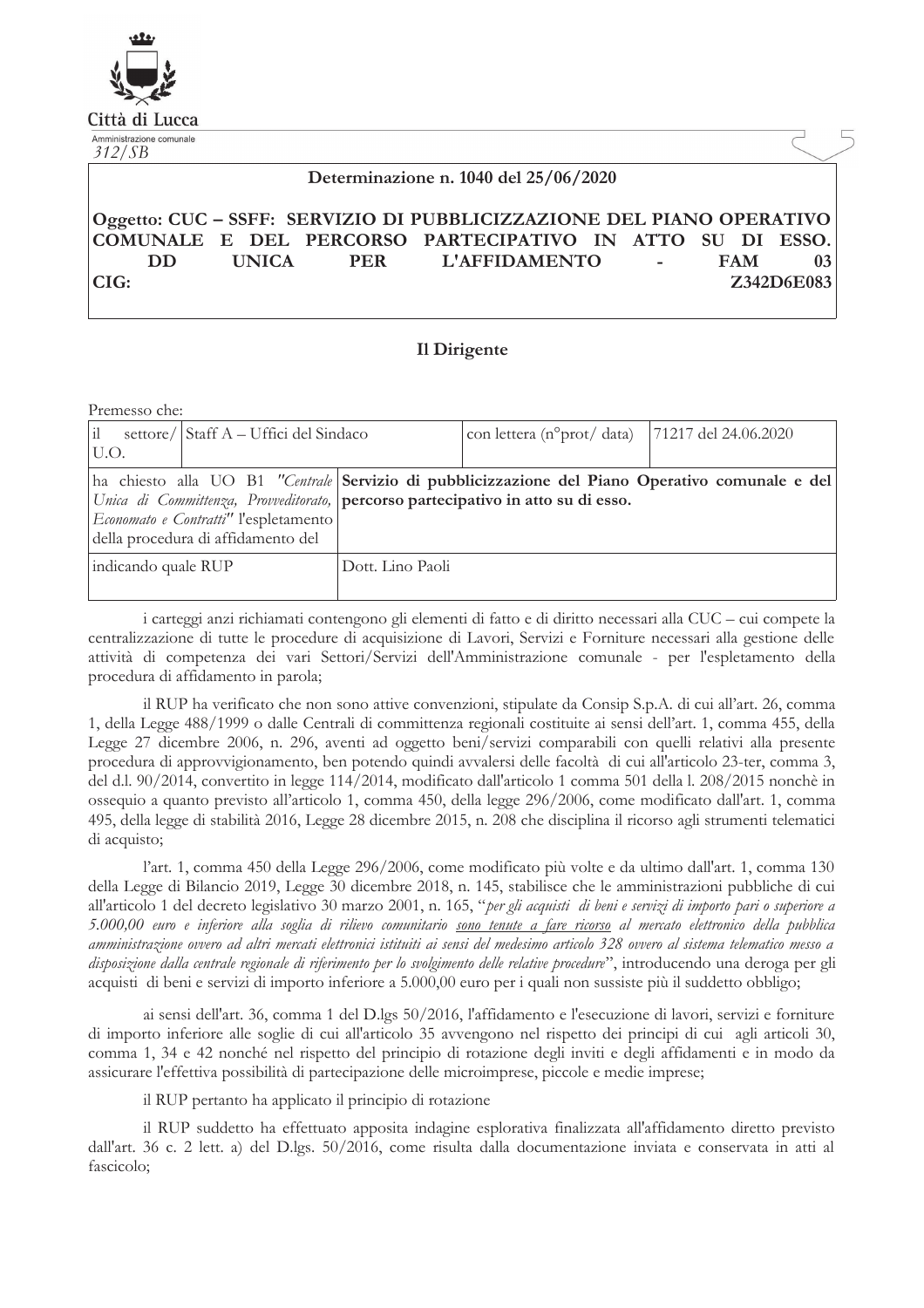Città di Lucca

Amministrazione comunale

312/SB

**Determinazione n. 1040 del 25/06/2020**

**Oggetto: CUC – SSFF: SERVIZIO DI PUBBLICIZZAZIONE DEL PIANO OPERATIVO COMUNALE E DEL PERCORSO PARTECIPATIVO IN ATTO SU DI ESSO. DD UNICA PER L'AFFIDAMENTO - FAM 03 CIG: Z342D6E083**

## Il Dirigente

Premesso che:

| il settore/ U.O. | Staff A – Uffici del Sindaco | con lettera (n°prot/ data) | 71217 del 24.06.2020 |
|---|---|---|---|
| ha chiesto alla UO B1 *"Centrale Unica di Committenza, Provveditorato, Economato e Contratti"* l'espletamento della procedura di affidamento del | **Servizio di pubblicizzazione del Piano Operativo comunale e del percorso partecipativo in atto su di esso.** | | |
| indicando quale RUP | Dott. Lino Paoli | | |

i carteggi anzi richiamati contengono gli elementi di fatto e di diritto necessari alla CUC – cui compete la centralizzazione di tutte le procedure di acquisizione di Lavori, Servizi e Forniture necessari alla gestione delle attività di competenza dei vari Settori/Servizi dell'Amministrazione comunale - per l'espletamento della procedura di affidamento in parola;

il RUP ha verificato che non sono attive convenzioni, stipulate da Consip S.p.A. di cui all'art. 26, comma 1, della Legge 488/1999 o dalle Centrali di committenza regionali costituite ai sensi dell'art. 1, comma 455, della Legge 27 dicembre 2006, n. 296, aventi ad oggetto beni/servizi comparabili con quelli relativi alla presente procedura di approvvigionamento, ben potendo quindi avvalersi delle facoltà di cui all'articolo 23-ter, comma 3, del d.l. 90/2014, convertito in legge 114/2014, modificato dall'articolo 1 comma 501 della l. 208/2015 nonchè in ossequio a quanto previsto all'articolo 1, comma 450, della legge 296/2006, come modificato dall'art. 1, comma 495, della legge di stabilità 2016, Legge 28 dicembre 2015, n. 208 che disciplina il ricorso agli strumenti telematici di acquisto;

l'art. 1, comma 450 della Legge 296/2006, come modificato più volte e da ultimo dall'art. 1, comma 130 della Legge di Bilancio 2019, Legge 30 dicembre 2018, n. 145, stabilisce che le amministrazioni pubbliche di cui all'articolo 1 del decreto legislativo 30 marzo 2001, n. 165, "*per gli acquisti di beni e servizi di importo pari o superiore a 5.000,00 euro e inferiore alla soglia di rilievo comunitario sono tenute a fare ricorso al mercato elettronico della pubblica amministrazione ovvero ad altri mercati elettronici istituiti ai sensi del medesimo articolo 328 ovvero al sistema telematico messo a disposizione dalla centrale regionale di riferimento per lo svolgimento delle relative procedure*", introducendo una deroga per gli acquisti di beni e servizi di importo inferiore a 5.000,00 euro per i quali non sussiste più il suddetto obbligo;

ai sensi dell'art. 36, comma 1 del D.lgs 50/2016, l'affidamento e l'esecuzione di lavori, servizi e forniture di importo inferiore alle soglie di cui all'articolo 35 avvengono nel rispetto dei principi di cui agli articoli 30, comma 1, 34 e 42 nonché nel rispetto del principio di rotazione degli inviti e degli affidamenti e in modo da assicurare l'effettiva possibilità di partecipazione delle microimprese, piccole e medie imprese;

il RUP pertanto ha applicato il principio di rotazione

il RUP suddetto ha effettuato apposita indagine esplorativa finalizzata all'affidamento diretto previsto dall'art. 36 c. 2 lett. a) del D.lgs. 50/2016, come risulta dalla documentazione inviata e conservata in atti al fascicolo;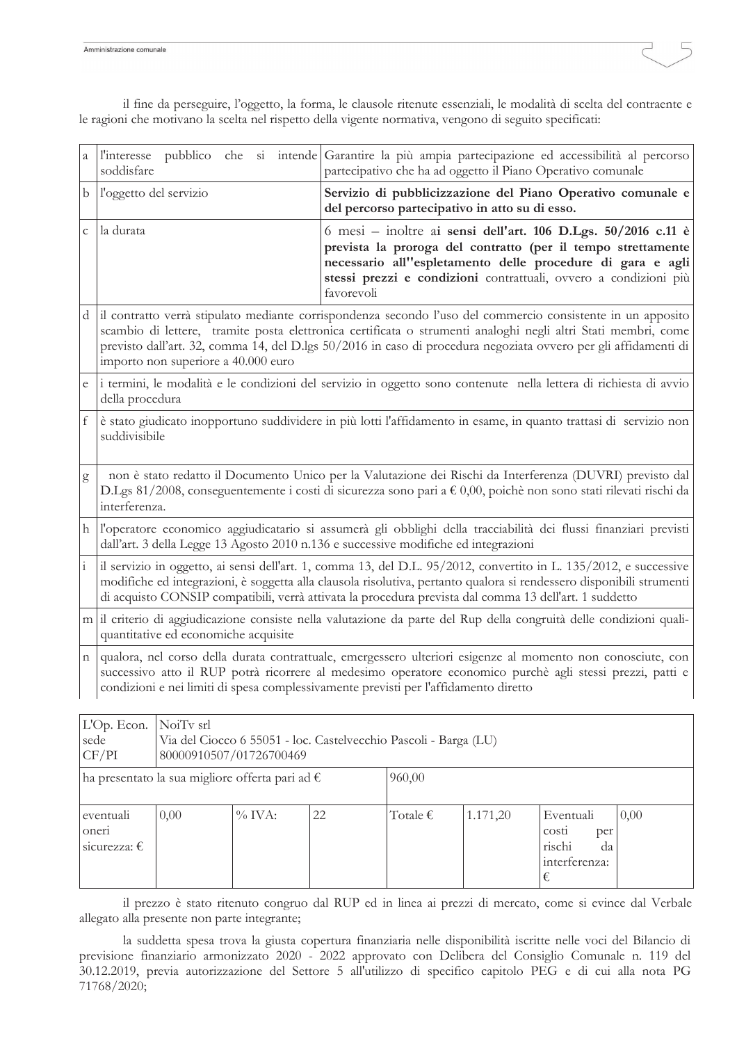il fine da perseguire, l'oggetto, la forma, le clausole ritenute essenziali, le modalità di scelta del contraente e le ragioni che motivano la scelta nel rispetto della vigente normativa, vengono di seguito specificati:

| | | |
|---|---|---|
| a | l'interesse pubblico che si intende soddisfare | Garantire la più ampia partecipazione ed accessibilità al percorso partecipativo che ha ad oggetto il Piano Operativo comunale |
| b | l'oggetto del servizio | **Servizio di pubblicizzazione del Piano Operativo comunale e del percorso partecipativo in atto su di esso.** |
| c | la durata | 6 mesi – inoltre a**i sensi dell'art. 106 D.Lgs. 50/2016 c.11 è prevista la proroga del contratto (per il tempo strettamente necessario all''espletamento delle procedure di gara e agli stessi prezzi e condizioni** contrattuali, ovvero a condizioni più favorevoli |
| d | il contratto verrà stipulato mediante corrispondenza secondo l'uso del commercio consistente in un apposito scambio di lettere, tramite posta elettronica certificata o strumenti analoghi negli altri Stati membri, come previsto dall'art. 32, comma 14, del D.lgs 50/2016 in caso di procedura negoziata ovvero per gli affidamenti di importo non superiore a 40.000 euro | |
| e | i termini, le modalità e le condizioni del servizio in oggetto sono contenute nella lettera di richiesta di avvio della procedura | |
| f | è stato giudicato inopportuno suddividere in più lotti l'affidamento in esame, in quanto trattasi di servizio non suddivisibile | |
| g | non è stato redatto il Documento Unico per la Valutazione dei Rischi da Interferenza (DUVRI) previsto dal D.Lgs 81/2008, conseguentemente i costi di sicurezza sono pari a € 0,00, poichè non sono stati rilevati rischi da interferenza. | |
| h | l'operatore economico aggiudicatario si assumerà gli obblighi della tracciabilità dei flussi finanziari previsti dall'art. 3 della Legge 13 Agosto 2010 n.136 e successive modifiche ed integrazioni | |
| i | il servizio in oggetto, ai sensi dell'art. 1, comma 13, del D.L. 95/2012, convertito in L. 135/2012, e successive modifiche ed integrazioni, è soggetta alla clausola risolutiva, pertanto qualora si rendessero disponibili strumenti di acquisto CONSIP compatibili, verrà attivata la procedura prevista dal comma 13 dell'art. 1 suddetto | |
| m | il criterio di aggiudicazione consiste nella valutazione da parte del Rup della congruità delle condizioni quali-quantitative ed economiche acquisite | |
| n | qualora, nel corso della durata contrattuale, emergessero ulteriori esigenze al momento non conosciute, con successivo atto il RUP potrà ricorrere al medesimo operatore economico purchè agli stessi prezzi, patti e condizioni e nei limiti di spesa complessivamente previsti per l'affidamento diretto | |

| L'Op. Econ.<br>sede<br>CF/PI | NoiTv srl<br>Via del Ciocco 6 55051 - loc. Castelvecchio Pascoli - Barga (LU)<br>80000910507/01726700469 | | | | | | |
|---|---|---|---|---|---|---|---|
| ha presentato la sua migliore offerta pari ad € | | | | 960,00 | | | |
| eventuali oneri sicurezza: € | 0,00 | % IVA: | 22 | Totale € | 1.171,20 | Eventuali costi per rischi da interferenza: € | 0,00 |

il prezzo è stato ritenuto congruo dal RUP ed in linea ai prezzi di mercato, come si evince dal Verbale allegato alla presente non parte integrante;

la suddetta spesa trova la giusta copertura finanziaria nelle disponibilità iscritte nelle voci del Bilancio di previsione finanziario armonizzato 2020 - 2022 approvato con Delibera del Consiglio Comunale n. 119 del 30.12.2019, previa autorizzazione del Settore 5 all'utilizzo di specifico capitolo PEG e di cui alla nota PG 71768/2020;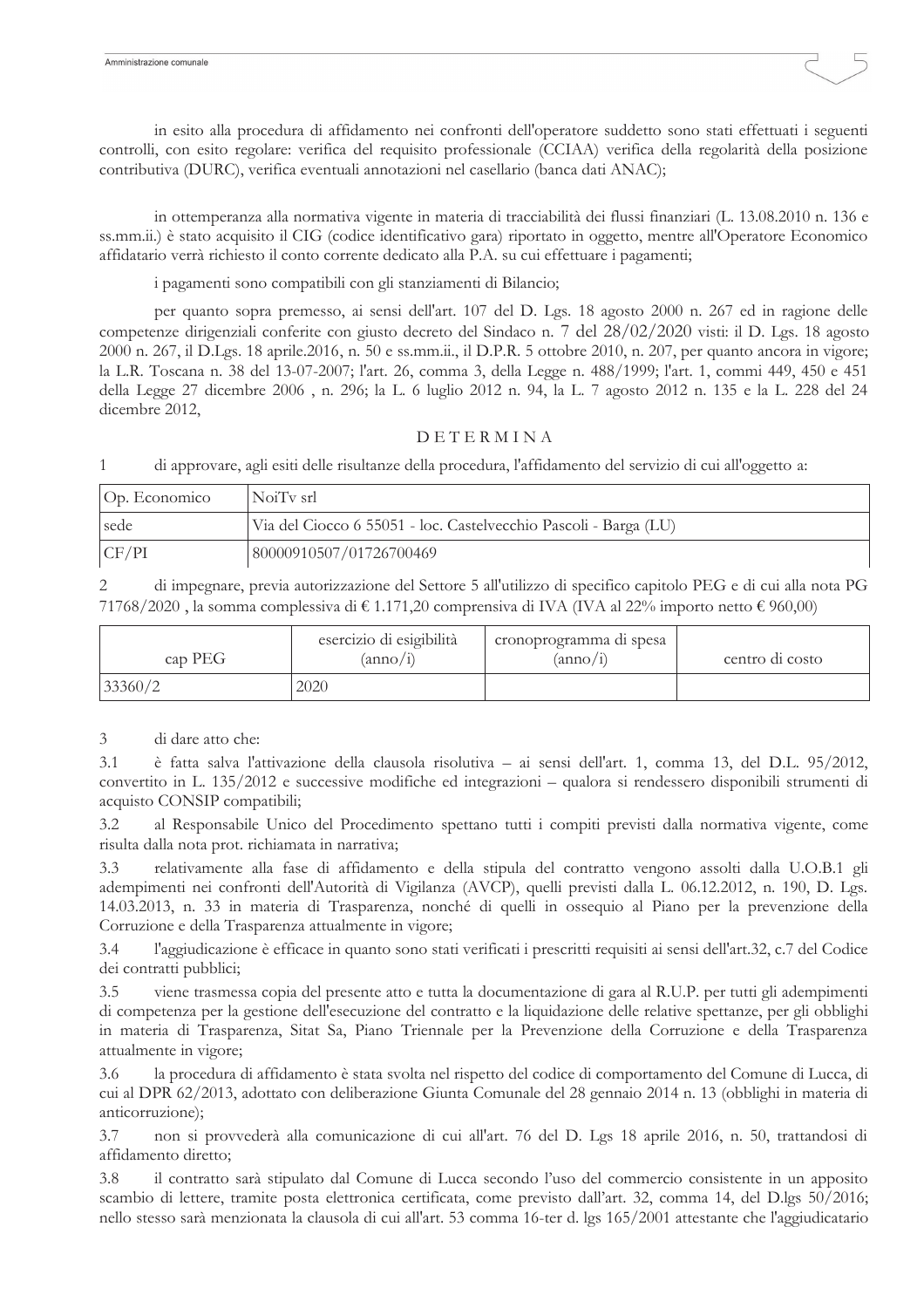in esito alla procedura di affidamento nei confronti dell'operatore suddetto sono stati effettuati i seguenti controlli, con esito regolare: verifica del requisito professionale (CCIAA) verifica della regolarità della posizione contributiva (DURC), verifica eventuali annotazioni nel casellario (banca dati ANAC);

in ottemperanza alla normativa vigente in materia di tracciabilità dei flussi finanziari (L. 13.08.2010 n. 136 e ss.mm.ii.) è stato acquisito il CIG (codice identificativo gara) riportato in oggetto, mentre all'Operatore Economico affidatario verrà richiesto il conto corrente dedicato alla P.A. su cui effettuare i pagamenti;

i pagamenti sono compatibili con gli stanziamenti di Bilancio;

per quanto sopra premesso, ai sensi dell'art. 107 del D. Lgs. 18 agosto 2000 n. 267 ed in ragione delle competenze dirigenziali conferite con giusto decreto del Sindaco n. 7 del 28/02/2020 visti: il D. Lgs. 18 agosto 2000 n. 267, il D.Lgs. 18 aprile.2016, n. 50 e ss.mm.ii., il D.P.R. 5 ottobre 2010, n. 207, per quanto ancora in vigore; la L.R. Toscana n. 38 del 13-07-2007; l'art. 26, comma 3, della Legge n. 488/1999; l'art. 1, commi 449, 450 e 451 della Legge 27 dicembre 2006 , n. 296; la L. 6 luglio 2012 n. 94, la L. 7 agosto 2012 n. 135 e la L. 228 del 24 dicembre 2012,

D E T E R M I N A

1 di approvare, agli esiti delle risultanze della procedura, l'affidamento del servizio di cui all'oggetto a:

| Op. Economico | NoiTv srl |
|---|---|
| sede | Via del Ciocco 6 55051 - loc. Castelvecchio Pascoli - Barga (LU) |
| CF/PI | 80000910507/01726700469 |

2 di impegnare, previa autorizzazione del Settore 5 all'utilizzo di specifico capitolo PEG e di cui alla nota PG 71768/2020 , la somma complessiva di € 1.171,20 comprensiva di IVA (IVA al 22% importo netto € 960,00)

| cap PEG | esercizio di esigibilità (anno/i) | cronoprogramma di spesa (anno/i) | centro di costo |
|---|---|---|---|
| 33360/2 | 2020 | | |

3 di dare atto che:

3.1 è fatta salva l'attivazione della clausola risolutiva – ai sensi dell'art. 1, comma 13, del D.L. 95/2012, convertito in L. 135/2012 e successive modifiche ed integrazioni – qualora si rendessero disponibili strumenti di acquisto CONSIP compatibili;

3.2 al Responsabile Unico del Procedimento spettano tutti i compiti previsti dalla normativa vigente, come risulta dalla nota prot. richiamata in narrativa;

3.3 relativamente alla fase di affidamento e della stipula del contratto vengono assolti dalla U.O.B.1 gli adempimenti nei confronti dell'Autorità di Vigilanza (AVCP), quelli previsti dalla L. 06.12.2012, n. 190, D. Lgs. 14.03.2013, n. 33 in materia di Trasparenza, nonché di quelli in ossequio al Piano per la prevenzione della Corruzione e della Trasparenza attualmente in vigore;

3.4 l'aggiudicazione è efficace in quanto sono stati verificati i prescritti requisiti ai sensi dell'art.32, c.7 del Codice dei contratti pubblici;

3.5 viene trasmessa copia del presente atto e tutta la documentazione di gara al R.U.P. per tutti gli adempimenti di competenza per la gestione dell'esecuzione del contratto e la liquidazione delle relative spettanze, per gli obblighi in materia di Trasparenza, Sitat Sa, Piano Triennale per la Prevenzione della Corruzione e della Trasparenza attualmente in vigore;

3.6 la procedura di affidamento è stata svolta nel rispetto del codice di comportamento del Comune di Lucca, di cui al DPR 62/2013, adottato con deliberazione Giunta Comunale del 28 gennaio 2014 n. 13 (obblighi in materia di anticorruzione);

3.7 non si provvederà alla comunicazione di cui all'art. 76 del D. Lgs 18 aprile 2016, n. 50, trattandosi di affidamento diretto;

3.8 il contratto sarà stipulato dal Comune di Lucca secondo l'uso del commercio consistente in un apposito scambio di lettere, tramite posta elettronica certificata, come previsto dall'art. 32, comma 14, del D.lgs 50/2016; nello stesso sarà menzionata la clausola di cui all'art. 53 comma 16-ter d. lgs 165/2001 attestante che l'aggiudicatario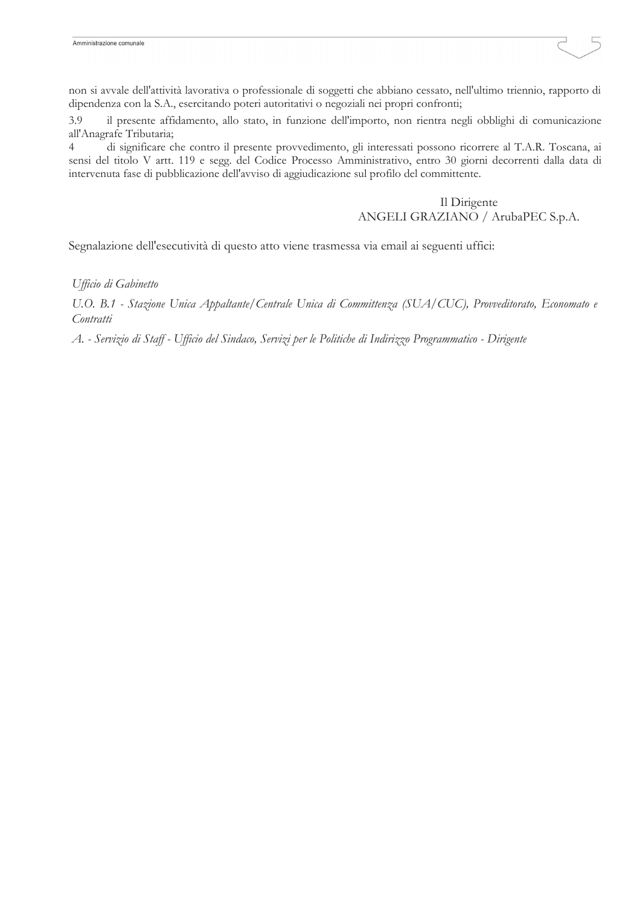non si avvale dell'attività lavorativa o professionale di soggetti che abbiano cessato, nell'ultimo triennio, rapporto di dipendenza con la S.A., esercitando poteri autoritativi o negoziali nei propri confronti;

3.9 il presente affidamento, allo stato, in funzione dell'importo, non rientra negli obblighi di comunicazione all'Anagrafe Tributaria;

4 di significare che contro il presente provvedimento, gli interessati possono ricorrere al T.A.R. Toscana, ai sensi del titolo V artt. 119 e segg. del Codice Processo Amministrativo, entro 30 giorni decorrenti dalla data di intervenuta fase di pubblicazione dell'avviso di aggiudicazione sul profilo del committente.

Il Dirigente
ANGELI GRAZIANO / ArubaPEC S.p.A.

Segnalazione dell'esecutività di questo atto viene trasmessa via email ai seguenti uffici:

*Ufficio di Gabinetto*

*U.O. B.1 - Stazione Unica Appaltante/Centrale Unica di Committenza (SUA/CUC), Provveditorato, Economato e Contratti*

*A. - Servizio di Staff - Ufficio del Sindaco, Servizi per le Politiche di Indirizzo Programmatico - Dirigente*